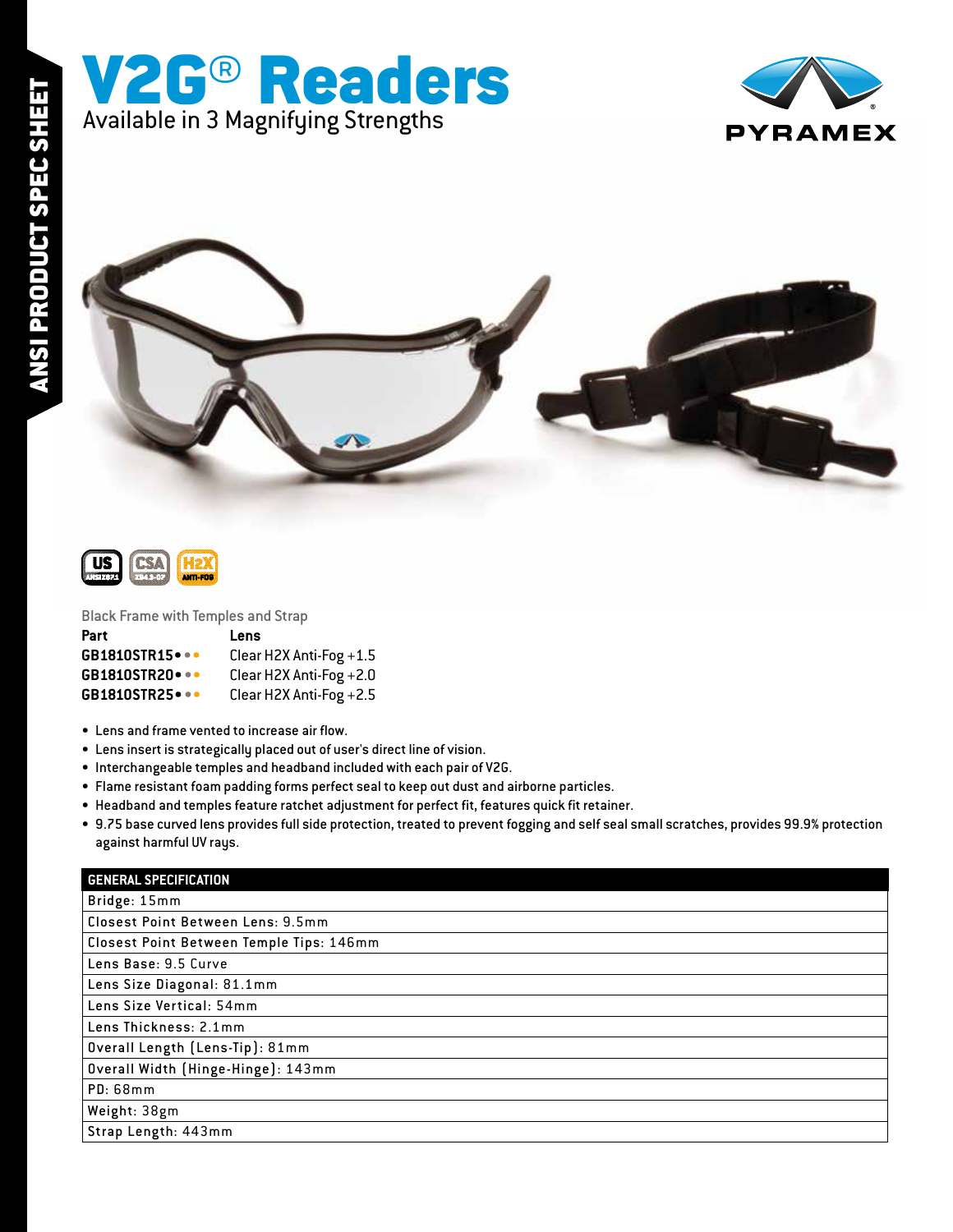ANSI PRODUCT SPEC SHEET

# V2G® Readers

Available in 3 Magnifying Strengths

PYRAMEX

US ANSI Z87.1 | CSA Z94.3-07 | H2X ANTI-FOG

Black Frame with Temples and Strap

| Part | Lens |
|---|---|
| **GB1810STR15•••** | Clear H2X Anti-Fog +1.5 |
| **GB1810STR20•••** | Clear H2X Anti-Fog +2.0 |
| **GB1810STR25•••** | Clear H2X Anti-Fog +2.5 |

- Lens and frame vented to increase air flow.
- Lens insert is strategically placed out of user's direct line of vision.
- Interchangeable temples and headband included with each pair of V2G.
- Flame resistant foam padding forms perfect seal to keep out dust and airborne particles.
- Headband and temples feature ratchet adjustment for perfect fit, features quick fit retainer.
- 9.75 base curved lens provides full side protection, treated to prevent fogging and self seal small scratches, provides 99.9% protection against harmful UV rays.

| GENERAL SPECIFICATION |
|---|
| Bridge: 15mm |
| Closest Point Between Lens: 9.5mm |
| Closest Point Between Temple Tips: 146mm |
| Lens Base: 9.5 Curve |
| Lens Size Diagonal: 81.1mm |
| Lens Size Vertical: 54mm |
| Lens Thickness: 2.1mm |
| Overall Length (Lens-Tip): 81mm |
| Overall Width (Hinge-Hinge): 143mm |
| PD: 68mm |
| Weight: 38gm |
| Strap Length: 443mm |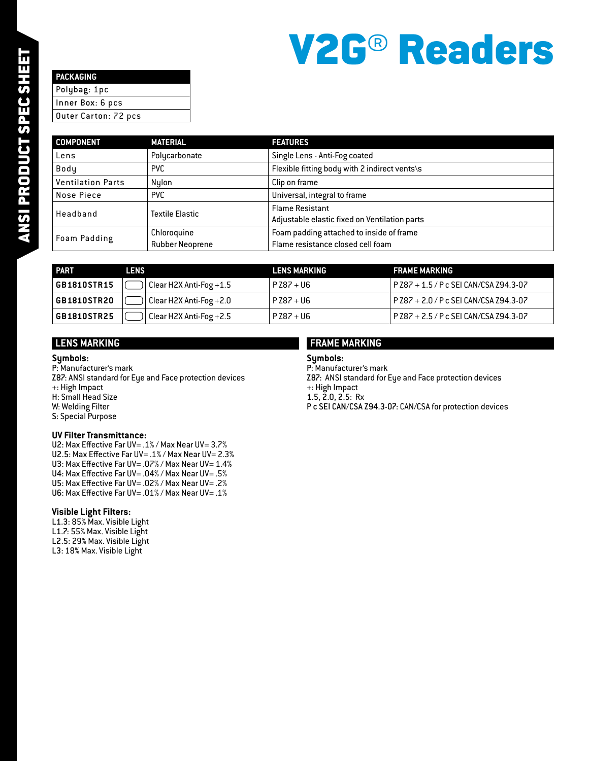# V2G® Readers

ANSI PRODUCT SPEC SHEET

| PACKAGING |
|---|
| Polybag: 1pc |
| Inner Box: 6 pcs |
| Outer Carton: 72 pcs |

| COMPONENT | MATERIAL | FEATURES |
|---|---|---|
| Lens | Polycarbonate | Single Lens - Anti-Fog coated |
| Body | PVC | Flexible fitting body with 2 indirect vents\s |
| Ventilation Parts | Nylon | Clip on frame |
| Nose Piece | PVC | Universal, integral to frame |
| Headband | Textile Elastic | Flame Resistant<br>Adjustable elastic fixed on Ventilation parts |
| Foam Padding | Chloroquine<br>Rubber Neoprene | Foam padding attached to inside of frame<br>Flame resistance closed cell foam |

| PART | LENS | | LENS MARKING | FRAME MARKING |
|---|---|---|---|---|
| GB1810STR15 | | Clear H2X Anti-Fog +1.5 | P Z87 + U6 | P Z87 + 1.5 / P c SEI CAN/CSA Z94.3-07 |
| GB1810STR20 | | Clear H2X Anti-Fog +2.0 | P Z87 + U6 | P Z87 + 2.0 / P c SEI CAN/CSA Z94.3-07 |
| GB1810STR25 | | Clear H2X Anti-Fog +2.5 | P Z87 + U6 | P Z87 + 2.5 / P c SEI CAN/CSA Z94.3-07 |

## LENS MARKING

**Symbols:**
P: Manufacturer's mark
Z87: ANSI standard for Eye and Face protection devices
+: High Impact
H: Small Head Size
W: Welding Filter
S: Special Purpose

**UV Filter Transmittance:**
U2: Max Effective Far UV= .1% / Max Near UV= 3.7%
U2.5: Max Effective Far UV= .1% / Max Near UV= 2.3%
U3: Max Effective Far UV= .07% / Max Near UV= 1.4%
U4: Max Effective Far UV= .04% / Max Near UV= .5%
U5: Max Effective Far UV= .02% / Max Near UV= .2%
U6: Max Effective Far UV= .01% / Max Near UV= .1%

**Visible Light Filters:**
L1.3: 85% Max. Visible Light
L1.7: 55% Max. Visible Light
L2.5: 29% Max. Visible Light
L3: 18% Max. Visible Light

## FRAME MARKING

**Symbols:**
P: Manufacturer's mark
Z87: ANSI standard for Eye and Face protection devices
+: High Impact
1.5, 2.0, 2.5: Rx
P c SEI CAN/CSA Z94.3-07: CAN/CSA for protection devices